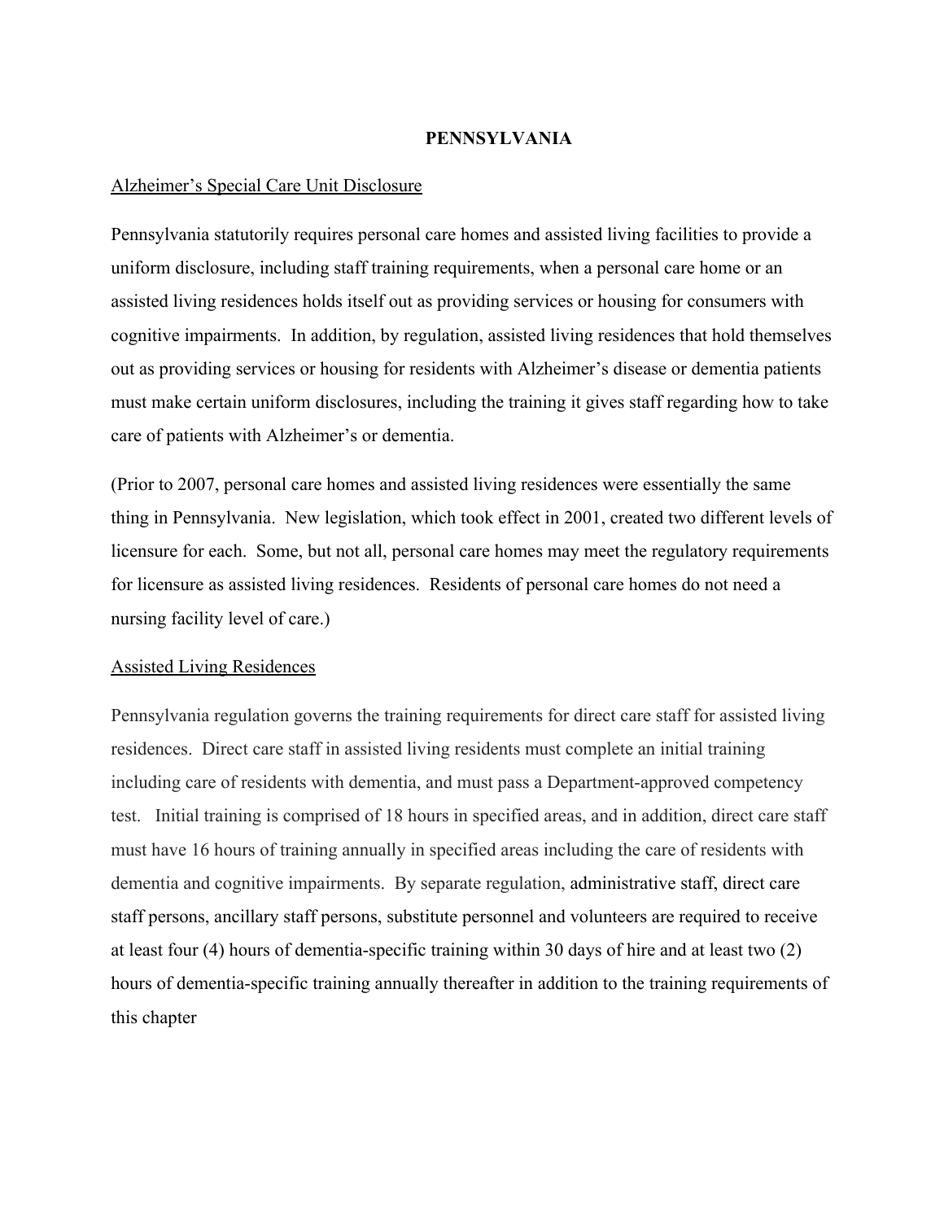# PENNSYLVANIA

## Alzheimer's Special Care Unit Disclosure

Pennsylvania statutorily requires personal care homes and assisted living facilities to provide a uniform disclosure, including staff training requirements, when a personal care home or an assisted living residences holds itself out as providing services or housing for consumers with cognitive impairments. In addition, by regulation, assisted living residences that hold themselves out as providing services or housing for residents with Alzheimer's disease or dementia patients must make certain uniform disclosures, including the training it gives staff regarding how to take care of patients with Alzheimer's or dementia.

(Prior to 2007, personal care homes and assisted living residences were essentially the same thing in Pennsylvania. New legislation, which took effect in 2001, created two different levels of licensure for each. Some, but not all, personal care homes may meet the regulatory requirements for licensure as assisted living residences. Residents of personal care homes do not need a nursing facility level of care.)

## Assisted Living Residences

Pennsylvania regulation governs the training requirements for direct care staff for assisted living residences. Direct care staff in assisted living residents must complete an initial training including care of residents with dementia, and must pass a Department-approved competency test. Initial training is comprised of 18 hours in specified areas, and in addition, direct care staff must have 16 hours of training annually in specified areas including the care of residents with dementia and cognitive impairments. By separate regulation, administrative staff, direct care staff persons, ancillary staff persons, substitute personnel and volunteers are required to receive at least four (4) hours of dementia-specific training within 30 days of hire and at least two (2) hours of dementia-specific training annually thereafter in addition to the training requirements of this chapter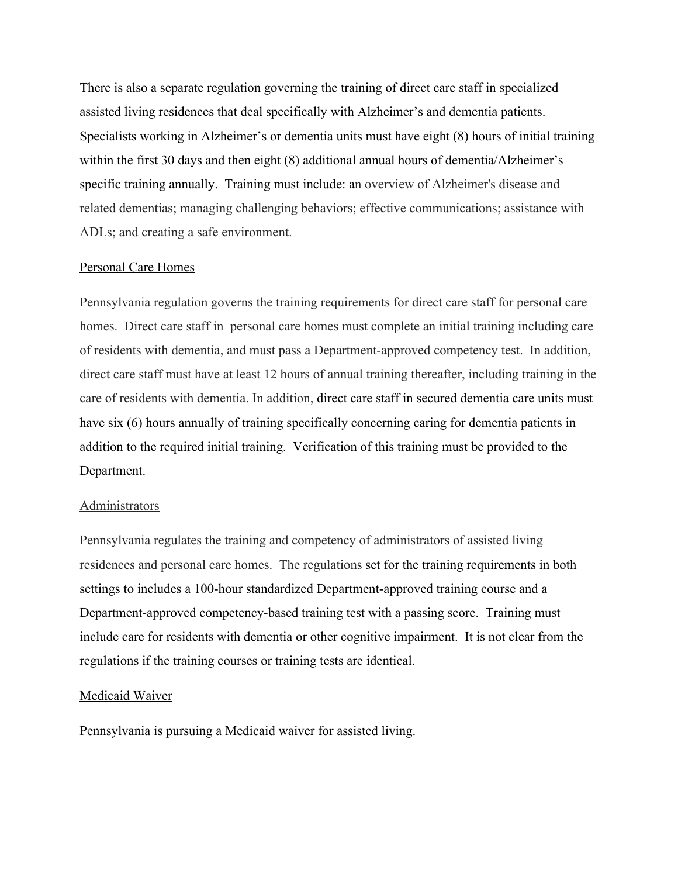There is also a separate regulation governing the training of direct care staff in specialized assisted living residences that deal specifically with Alzheimer's and dementia patients. Specialists working in Alzheimer's or dementia units must have eight (8) hours of initial training within the first 30 days and then eight (8) additional annual hours of dementia/Alzheimer's specific training annually. Training must include: an overview of Alzheimer's disease and related dementias; managing challenging behaviors; effective communications; assistance with ADLs; and creating a safe environment.

<u>Personal Care Homes</u>

Pennsylvania regulation governs the training requirements for direct care staff for personal care homes. Direct care staff in personal care homes must complete an initial training including care of residents with dementia, and must pass a Department-approved competency test. In addition, direct care staff must have at least 12 hours of annual training thereafter, including training in the care of residents with dementia. In addition, direct care staff in secured dementia care units must have six (6) hours annually of training specifically concerning caring for dementia patients in addition to the required initial training. Verification of this training must be provided to the Department.

<u>Administrators</u>

Pennsylvania regulates the training and competency of administrators of assisted living residences and personal care homes. The regulations set for the training requirements in both settings to includes a 100-hour standardized Department-approved training course and a Department-approved competency-based training test with a passing score. Training must include care for residents with dementia or other cognitive impairment. It is not clear from the regulations if the training courses or training tests are identical.

<u>Medicaid Waiver</u>

Pennsylvania is pursuing a Medicaid waiver for assisted living.